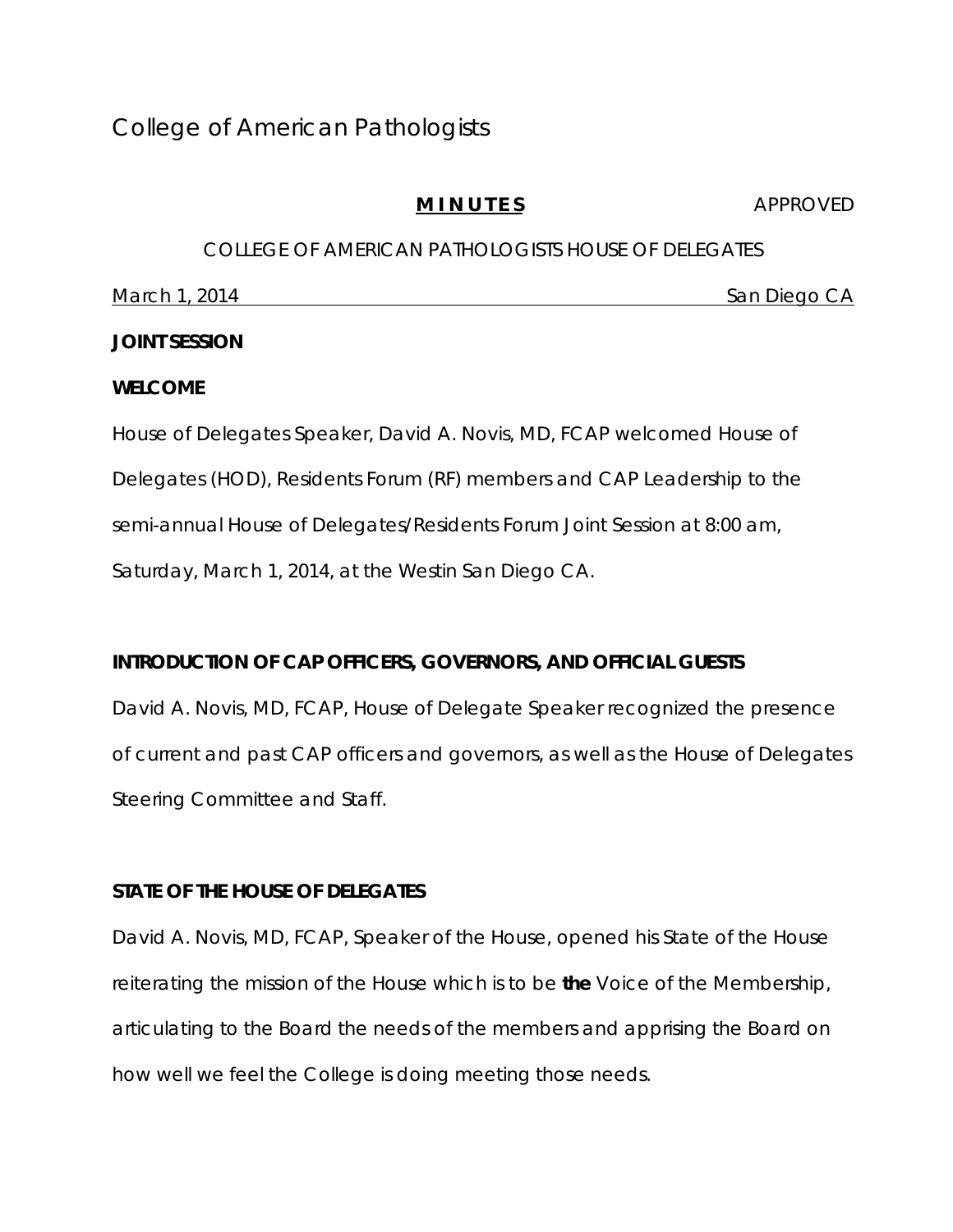College of American Pathologists

**MINUTES** APPROVED

COLLEGE OF AMERICAN PATHOLOGISTS HOUSE OF DELEGATES

March 1, 2014 San Diego CA

**JOINT SESSION**

**WELCOME**

House of Delegates Speaker, David A. Novis, MD, FCAP welcomed House of Delegates (HOD), Residents Forum (RF) members and CAP Leadership to the semi-annual House of Delegates/Residents Forum Joint Session at 8:00 am, Saturday, March 1, 2014, at the Westin San Diego CA.

**INTRODUCTION OF CAP OFFICERS, GOVERNORS, AND OFFICIAL GUESTS**

David A. Novis, MD, FCAP, House of Delegate Speaker recognized the presence of current and past CAP officers and governors, as well as the House of Delegates Steering Committee and Staff.

**STATE OF THE HOUSE OF DELEGATES**

David A. Novis, MD, FCAP, Speaker of the House, opened his State of the House reiterating the mission of the House which is to be **the** Voice of the Membership, articulating to the Board the needs of the members and apprising the Board on how well we feel the College is doing meeting those needs.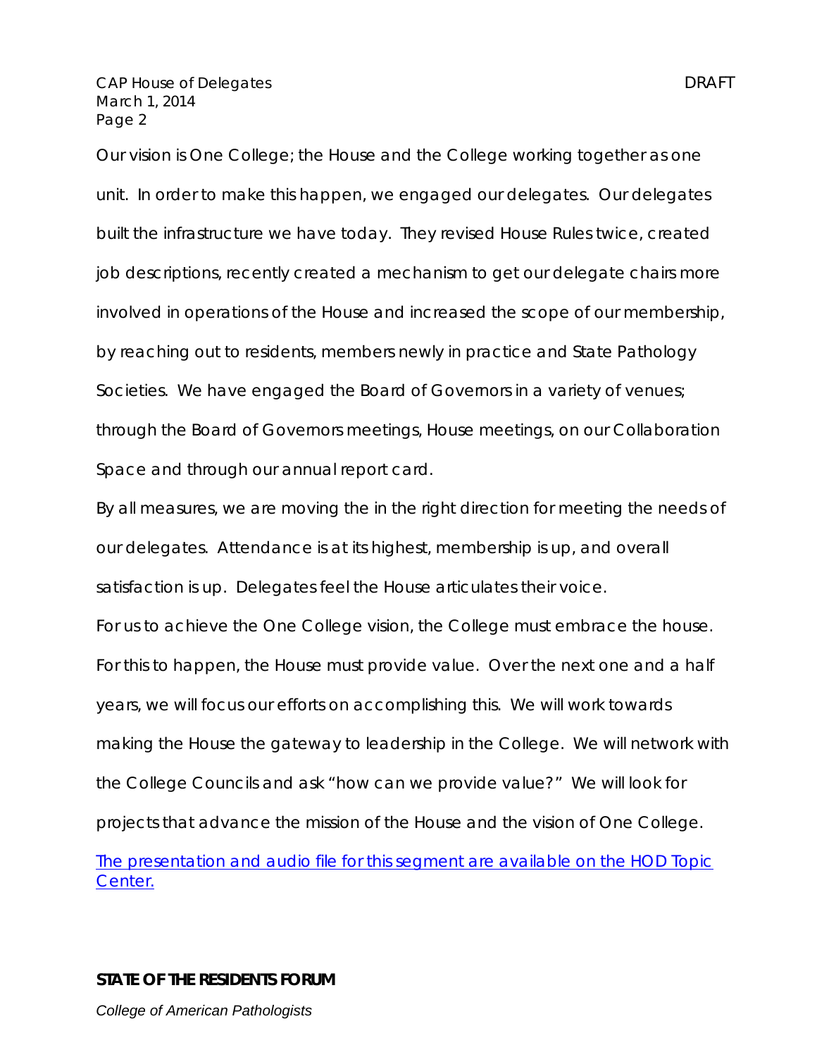Our vision is One College; the House and the College working together as one unit. In order to make this happen, we engaged our delegates. Our delegates built the infrastructure we have today. They revised House Rules twice, created job descriptions, recently created a mechanism to get our delegate chairs more involved in operations of the House and increased the scope of our membership, by reaching out to residents, members newly in practice and State Pathology Societies. We have engaged the Board of Governors in a variety of venues; through the Board of Governors meetings, House meetings, on our Collaboration Space and through our annual report card.

By all measures, we are moving the in the right direction for meeting the needs of our delegates. Attendance is at its highest, membership is up, and overall satisfaction is up. Delegates feel the House articulates their voice.

For us to achieve the One College vision, the College must embrace the house. For this to happen, the House must provide value. Over the next one and a half years, we will focus our efforts on accomplishing this. We will work towards making the House the gateway to leadership in the College. We will network with the College Councils and ask "how can we provide value?" We will look for projects that advance the mission of the House and the vision of One College.

[The presentation and audio file for this segment are available on the HOD Topic Center.]

**STATE OF THE RESIDENTS FORUM**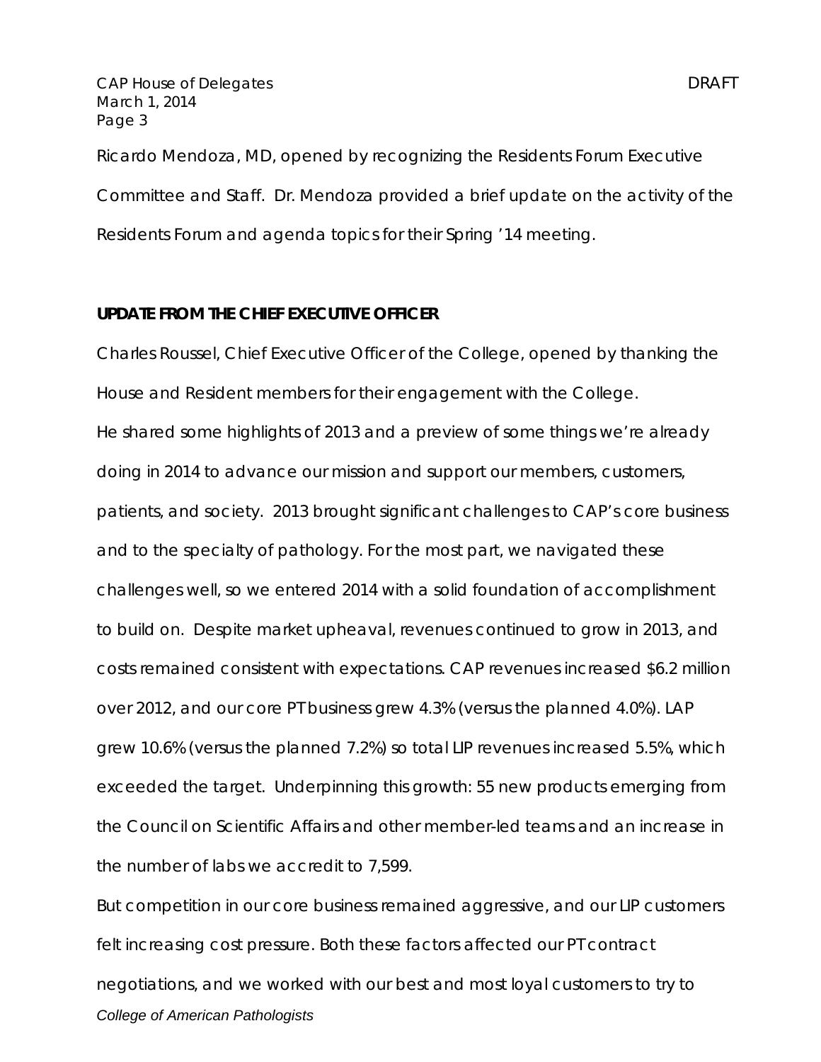Ricardo Mendoza, MD, opened by recognizing the Residents Forum Executive Committee and Staff. Dr. Mendoza provided a brief update on the activity of the Residents Forum and agenda topics for their Spring '14 meeting.

**UPDATE FROM THE CHIEF EXECUTIVE OFFICER**

Charles Roussel, Chief Executive Officer of the College, opened by thanking the House and Resident members for their engagement with the College.

He shared some highlights of 2013 and a preview of some things we're already doing in 2014 to advance our mission and support our members, customers, patients, and society. 2013 brought significant challenges to CAP's core business and to the specialty of pathology. For the most part, we navigated these challenges well, so we entered 2014 with a solid foundation of accomplishment to build on. Despite market upheaval, revenues continued to grow in 2013, and costs remained consistent with expectations. CAP revenues increased $6.2 million over 2012, and our core PT business grew 4.3% (versus the planned 4.0%). LAP grew 10.6% (versus the planned 7.2%) so total LIP revenues increased 5.5%, which exceeded the target. Underpinning this growth: 55 new products emerging from the Council on Scientific Affairs and other member-led teams and an increase in the number of labs we accredit to 7,599.

But competition in our core business remained aggressive, and our LIP customers felt increasing cost pressure. Both these factors affected our PT contract negotiations, and we worked with our best and most loyal customers to try to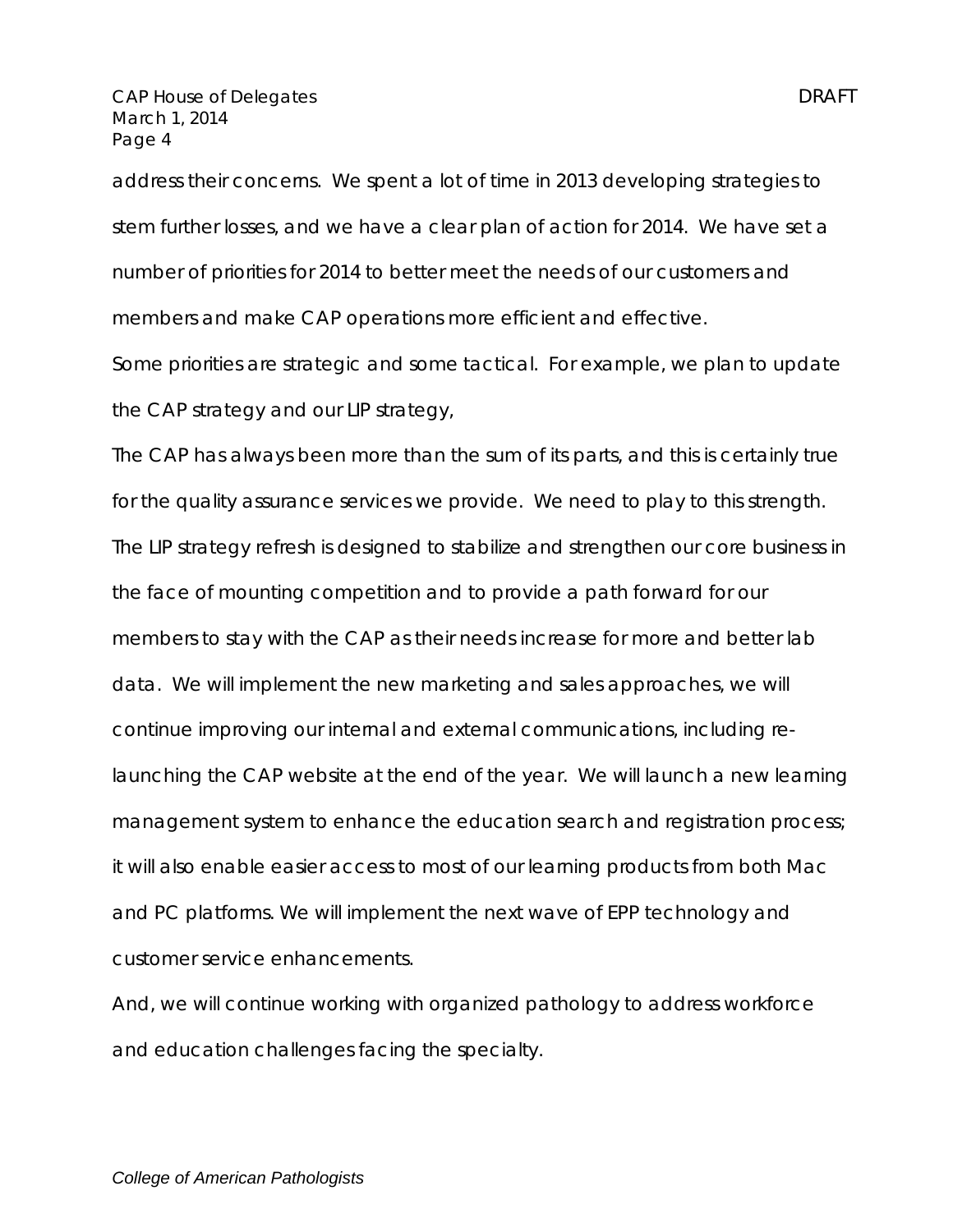address their concerns. We spent a lot of time in 2013 developing strategies to stem further losses, and we have a clear plan of action for 2014. We have set a number of priorities for 2014 to better meet the needs of our customers and members and make CAP operations more efficient and effective.

Some priorities are strategic and some tactical. For example, we plan to update the CAP strategy and our LIP strategy,

The CAP has always been more than the sum of its parts, and this is certainly true for the quality assurance services we provide. We need to play to this strength. The LIP strategy refresh is designed to stabilize and strengthen our core business in the face of mounting competition and to provide a path forward for our members to stay with the CAP as their needs increase for more and better lab data. We will implement the new marketing and sales approaches, we will continue improving our internal and external communications, including re-launching the CAP website at the end of the year. We will launch a new learning management system to enhance the education search and registration process; it will also enable easier access to most of our learning products from both Mac and PC platforms. We will implement the next wave of EPP technology and customer service enhancements.

And, we will continue working with organized pathology to address workforce and education challenges facing the specialty.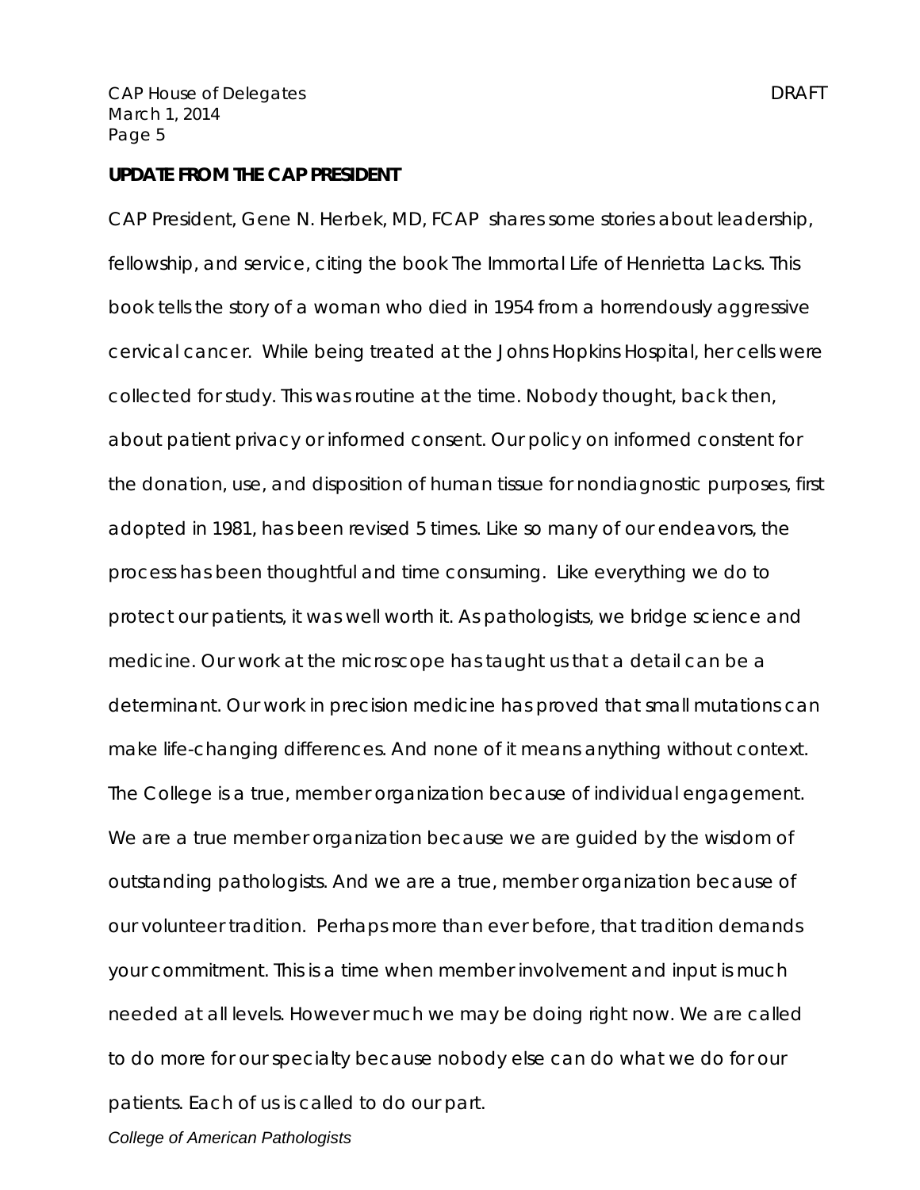**UPDATE FROM THE CAP PRESIDENT**

CAP President, Gene N. Herbek, MD, FCAP shares some stories about leadership, fellowship, and service, citing the book The Immortal Life of Henrietta Lacks. This book tells the story of a woman who died in 1954 from a horrendously aggressive cervical cancer. While being treated at the Johns Hopkins Hospital, her cells were collected for study. This was routine at the time. Nobody thought, back then, about patient privacy or informed consent. Our policy on informed constent for the donation, use, and disposition of human tissue for nondiagnostic purposes, first adopted in 1981, has been revised 5 times. Like so many of our endeavors, the process has been thoughtful and time consuming. Like everything we do to protect our patients, it was well worth it. As pathologists, we bridge science and medicine. Our work at the microscope has taught us that a detail can be a determinant. Our work in precision medicine has proved that small mutations can make life-changing differences. And none of it means anything without context. The College is a true, member organization because of individual engagement. We are a true member organization because we are guided by the wisdom of outstanding pathologists. And we are a true, member organization because of our volunteer tradition. Perhaps more than ever before, that tradition demands your commitment. This is a time when member involvement and input is much needed at all levels. However much we may be doing right now. We are called to do more for our specialty because nobody else can do what we do for our patients. Each of us is called to do our part.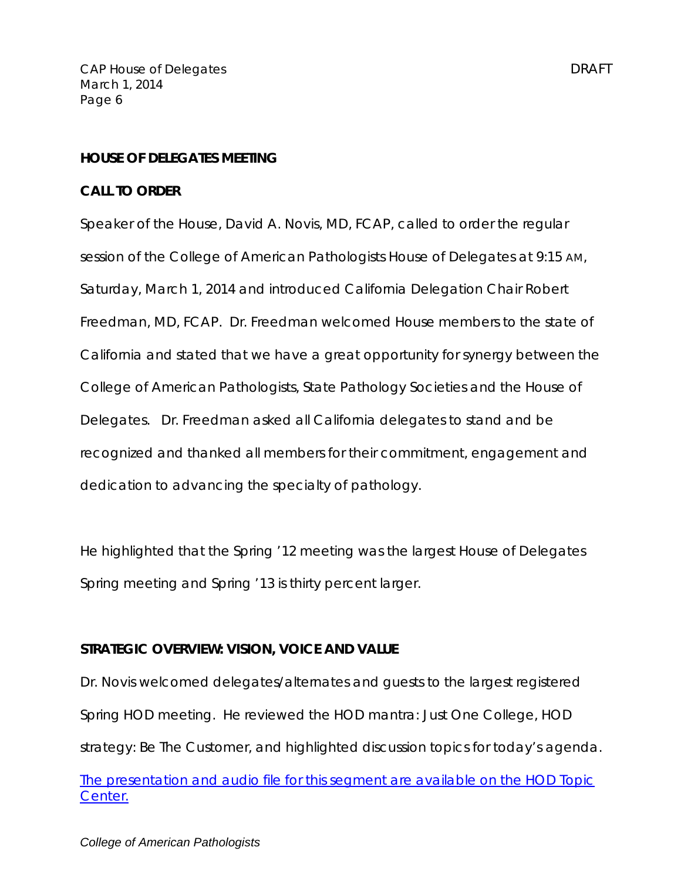## HOUSE OF DELEGATES MEETING

### CALL TO ORDER

Speaker of the House, David A. Novis, MD, FCAP, called to order the regular session of the College of American Pathologists House of Delegates at 9:15 AM, Saturday, March 1, 2014 and introduced California Delegation Chair Robert Freedman, MD, FCAP. Dr. Freedman welcomed House members to the state of California and stated that we have a great opportunity for synergy between the College of American Pathologists, State Pathology Societies and the House of Delegates. Dr. Freedman asked all California delegates to stand and be recognized and thanked all members for their commitment, engagement and dedication to advancing the specialty of pathology.

He highlighted that the Spring '12 meeting was the largest House of Delegates Spring meeting and Spring '13 is thirty percent larger.

### STRATEGIC OVERVIEW: VISION, VOICE AND VALUE

Dr. Novis welcomed delegates/alternates and guests to the largest registered Spring HOD meeting. He reviewed the HOD mantra: Just One College, HOD strategy: Be The Customer, and highlighted discussion topics for today's agenda.

The presentation and audio file for this segment are available on the HOD Topic Center.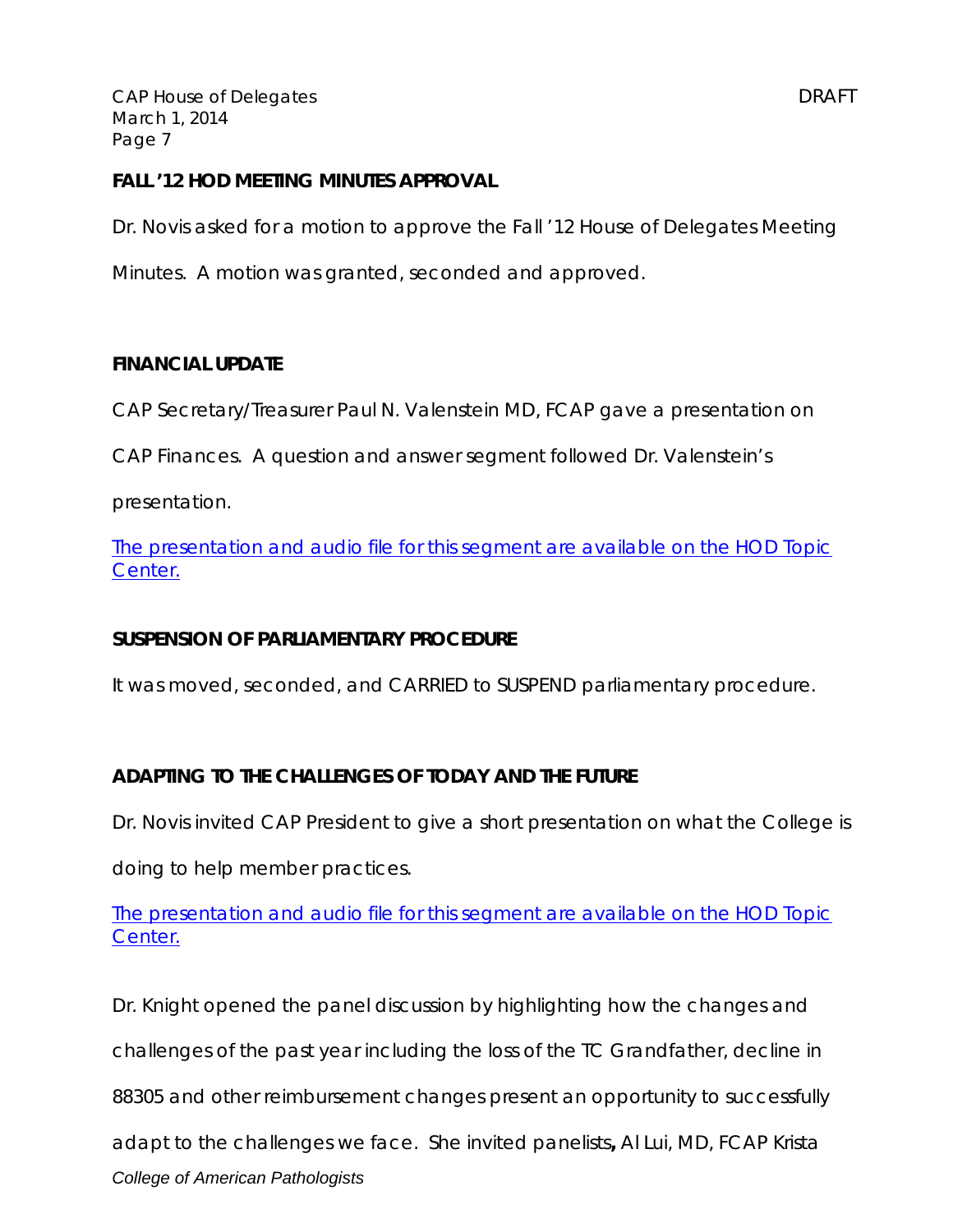## FALL '12 HOD MEETING MINUTES APPROVAL

Dr. Novis asked for a motion to approve the Fall '12 House of Delegates Meeting Minutes. A motion was granted, seconded and approved.

## FINANCIAL UPDATE

CAP Secretary/Treasurer Paul N. Valenstein MD, FCAP gave a presentation on CAP Finances. A question and answer segment followed Dr. Valenstein's presentation.

The presentation and audio file for this segment are available on the HOD Topic Center.

## SUSPENSION OF PARLIAMENTARY PROCEDURE

It was moved, seconded, and CARRIED to SUSPEND parliamentary procedure.

## ADAPTING TO THE CHALLENGES OF TODAY AND THE FUTURE

Dr. Novis invited CAP President to give a short presentation on what the College is doing to help member practices.

The presentation and audio file for this segment are available on the HOD Topic Center.

Dr. Knight opened the panel discussion by highlighting how the changes and challenges of the past year including the loss of the TC Grandfather, decline in 88305 and other reimbursement changes present an opportunity to successfully adapt to the challenges we face. She invited panelists**,** Al Lui, MD, FCAP Krista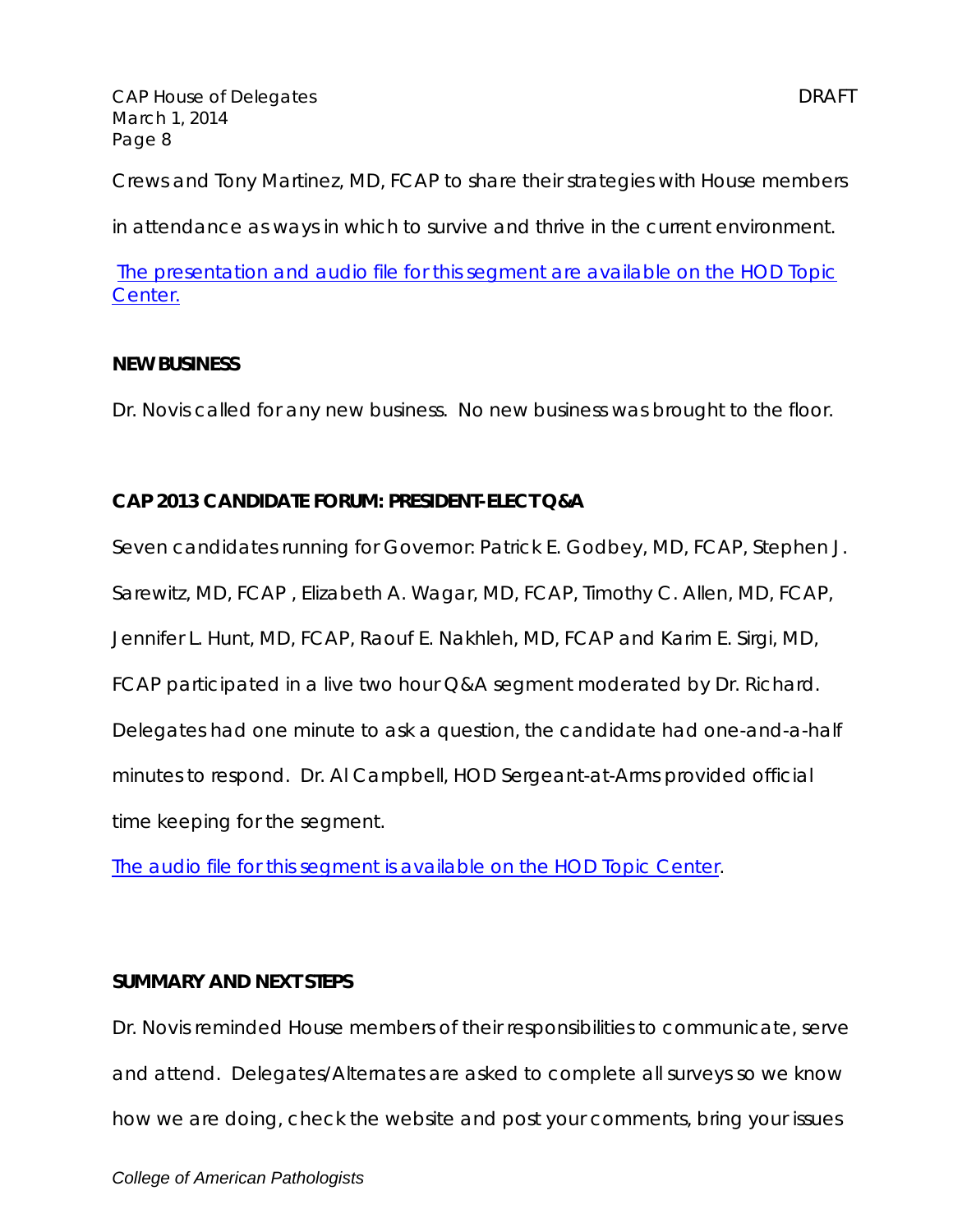Crews and Tony Martinez, MD, FCAP to share their strategies with House members in attendance as ways in which to survive and thrive in the current environment.

[The presentation and audio file for this segment are available on the HOD Topic Center.]

**NEW BUSINESS**

Dr. Novis called for any new business. No new business was brought to the floor.

**CAP 2013 CANDIDATE FORUM: PRESIDENT-ELECT Q&A**

Seven candidates running for Governor: Patrick E. Godbey, MD, FCAP, Stephen J. Sarewitz, MD, FCAP , Elizabeth A. Wagar, MD, FCAP, Timothy C. Allen, MD, FCAP, Jennifer L. Hunt, MD, FCAP, Raouf E. Nakhleh, MD, FCAP and Karim E. Sirgi, MD, FCAP participated in a live two hour Q&A segment moderated by Dr. Richard. Delegates had one minute to ask a question, the candidate had one-and-a-half minutes to respond. Dr. Al Campbell, HOD Sergeant-at-Arms provided official time keeping for the segment.

[The audio file for this segment is available on the HOD Topic Center].

**SUMMARY AND NEXT STEPS**

Dr. Novis reminded House members of their responsibilities to communicate, serve and attend. Delegates/Alternates are asked to complete all surveys so we know how we are doing, check the website and post your comments, bring your issues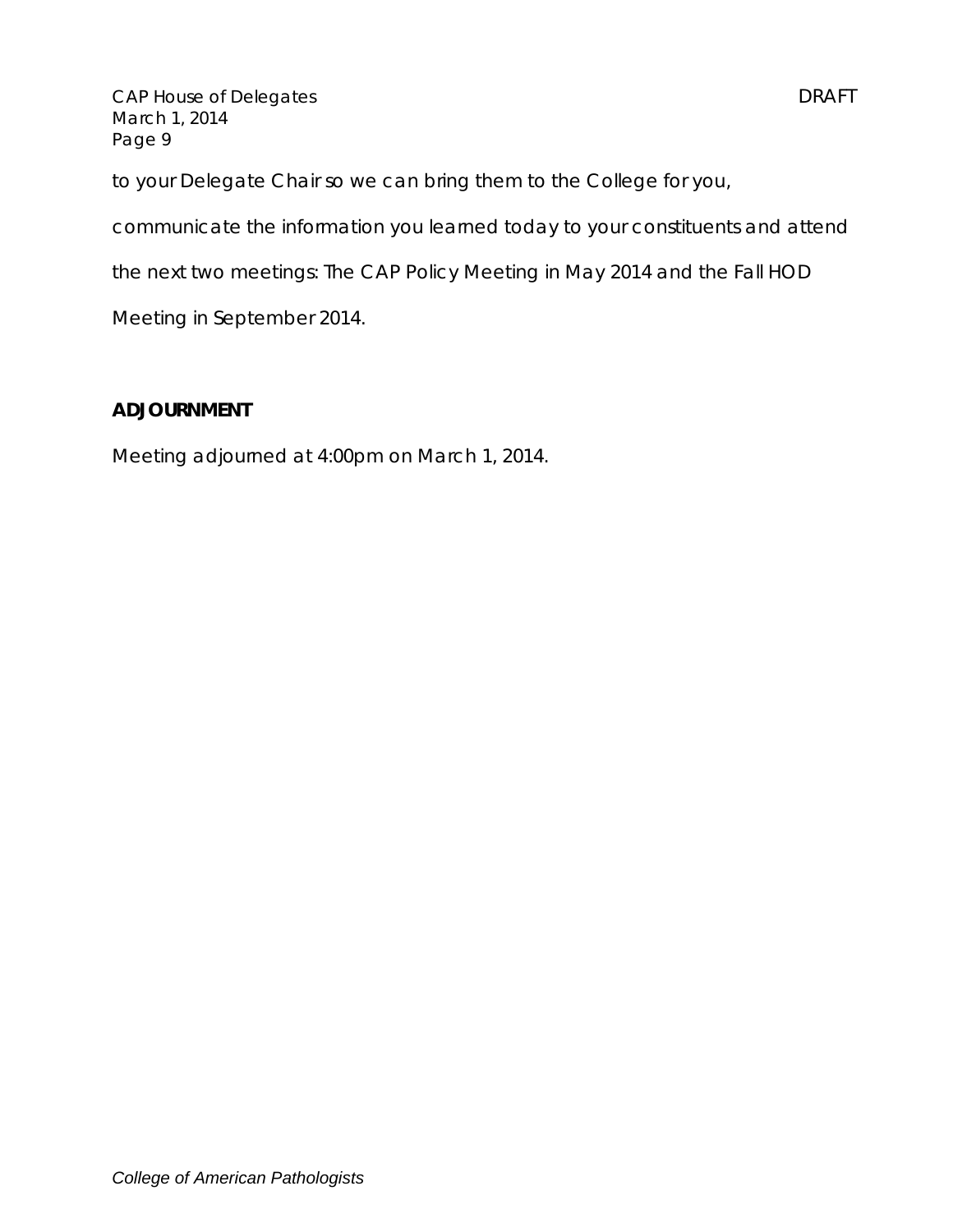to your Delegate Chair so we can bring them to the College for you, communicate the information you learned today to your constituents and attend the next two meetings: The CAP Policy Meeting in May 2014 and the Fall HOD Meeting in September 2014.

**ADJOURNMENT**

Meeting adjourned at 4:00pm on March 1, 2014.